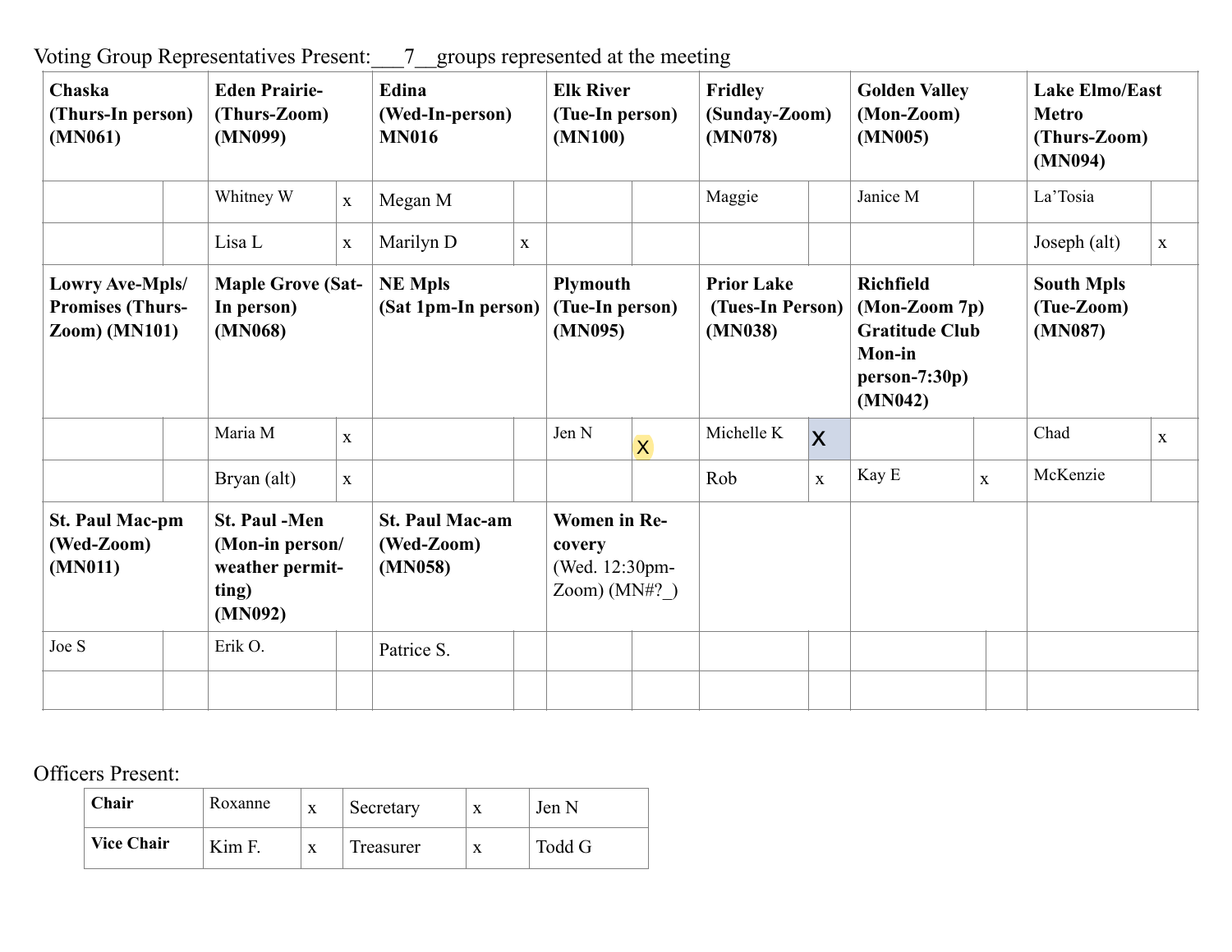Voting Group Representatives Present:\_\_\_7\_\_groups represented at the meeting

| **Chaska (Thurs-In person) (MN061)** | | **Eden Prairie- (Thurs-Zoom) (MN099)** | | **Edina (Wed-In-person) MN016** | | **Elk River (Tue-In person) (MN100)** | | **Fridley (Sunday-Zoom) (MN078)** | | **Golden Valley (Mon-Zoom) (MN005)** | | **Lake Elmo/East Metro (Thurs-Zoom) (MN094)** | |
|---|---|---|---|---|---|---|---|---|---|---|---|---|---|
| | | Whitney W | x | Megan M | | | | Maggie | | Janice M | | La'Tosia | |
| | | Lisa L | x | Marilyn D | x | | | | | | | Joseph (alt) | x |
| **Lowry Ave-Mpls/ Promises (Thurs-Zoom) (MN101)** | | **Maple Grove (Sat-In person) (MN068)** | | **NE Mpls (Sat 1pm-In person)** | | **Plymouth (Tue-In person) (MN095)** | | **Prior Lake (Tues-In Person) (MN038)** | | **Richfield (Mon-Zoom 7p) Gratitude Club Mon-in person-7:30p) (MN042)** | | **South Mpls (Tue-Zoom) (MN087)** | |
| | | Maria M | x | | | Jen N | x | Michelle K | x | | | Chad | x |
| | | Bryan (alt) | x | | | | | Rob | x | Kay E | x | McKenzie | |
| **St. Paul Mac-pm (Wed-Zoom) (MN011)** | | **St. Paul -Men (Mon-in person/ weather permitting) (MN092)** | | **St. Paul Mac-am (Wed-Zoom) (MN058)** | | **Women in Recovery** (Wed. 12:30pm-Zoom) (MN#?\_) | | | | | | | |
| Joe S | | Erik O. | | Patrice S. | | | | | | | | | |
| | | | | | | | | | | | | | |

Officers Present:

| **Chair** | Roxanne | x | Secretary | x | Jen N |
|---|---|---|---|---|---|
| **Vice Chair** | Kim F. | x | Treasurer | x | Todd G |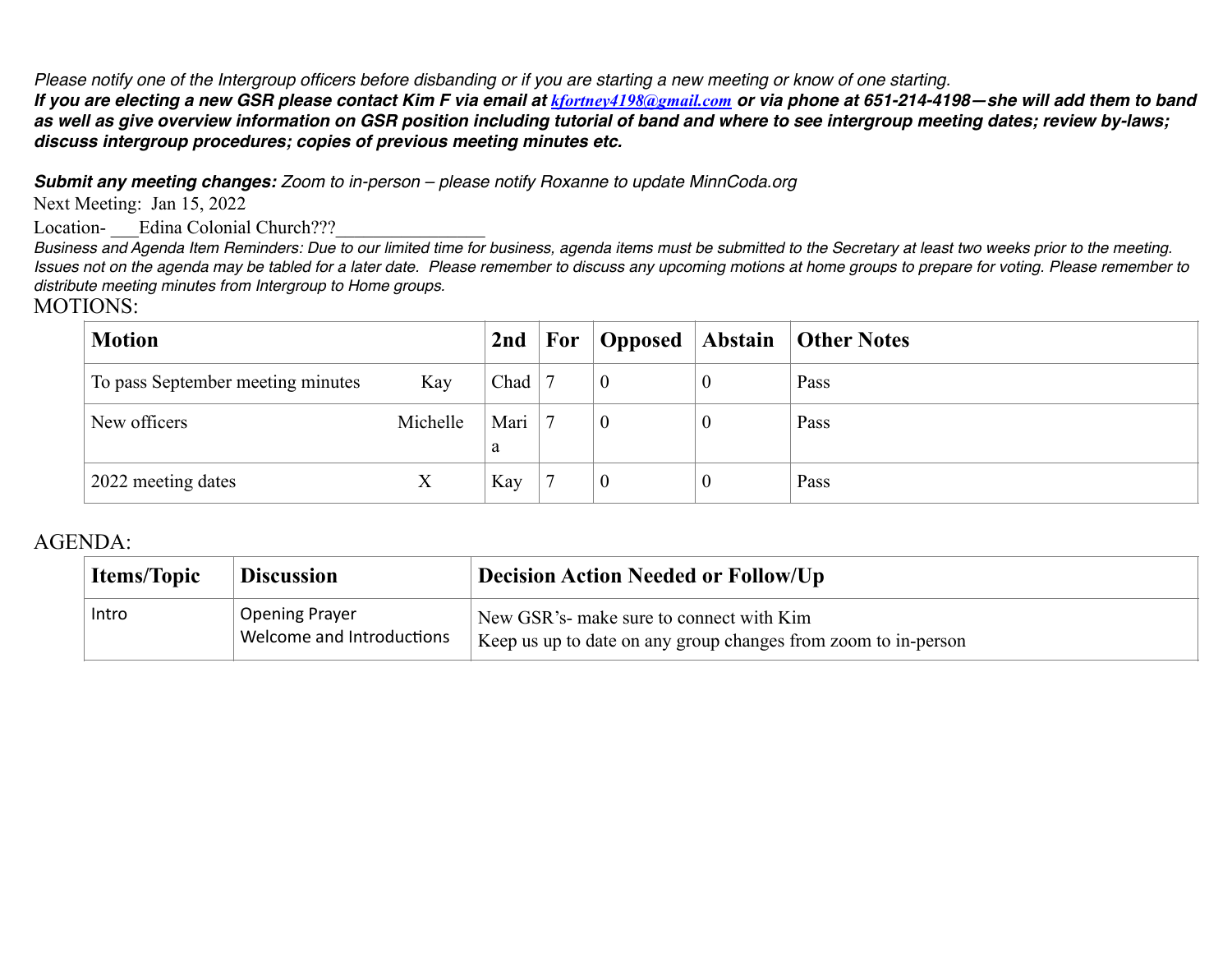*Please notify one of the Intergroup officers before disbanding or if you are starting a new meeting or know of one starting.*
***If you are electing a new GSR please contact Kim F via email at [kfortney4198@gmail.com](mailto:kfortney4198@gmail.com) or via phone at 651-214-4198—she will add them to band as well as give overview information on GSR position including tutorial of band and where to see intergroup meeting dates; review by-laws; discuss intergroup procedures; copies of previous meeting minutes etc.***

***Submit any meeting changes:*** *Zoom to in-person – please notify Roxanne to update MinnCoda.org*

Next Meeting: Jan 15, 2022

Location- ___Edina Colonial Church???_______________

*Business and Agenda Item Reminders: Due to our limited time for business, agenda items must be submitted to the Secretary at least two weeks prior to the meeting. Issues not on the agenda may be tabled for a later date. Please remember to discuss any upcoming motions at home groups to prepare for voting. Please remember to distribute meeting minutes from Intergroup to Home groups.*

MOTIONS:

| Motion | | 2nd | For | Opposed | Abstain | Other Notes |
|---|---|---|---|---|---|---|
| To pass September meeting minutes | Kay | Chad | 7 | 0 | 0 | Pass |
| New officers | Michelle | Maria | 7 | 0 | 0 | Pass |
| 2022 meeting dates | X | Kay | 7 | 0 | 0 | Pass |

AGENDA:

| Items/Topic | Discussion | Decision Action Needed or Follow/Up |
|---|---|---|
| Intro | Opening Prayer<br>Welcome and Introductions | New GSR's- make sure to connect with Kim<br>Keep us up to date on any group changes from zoom to in-person |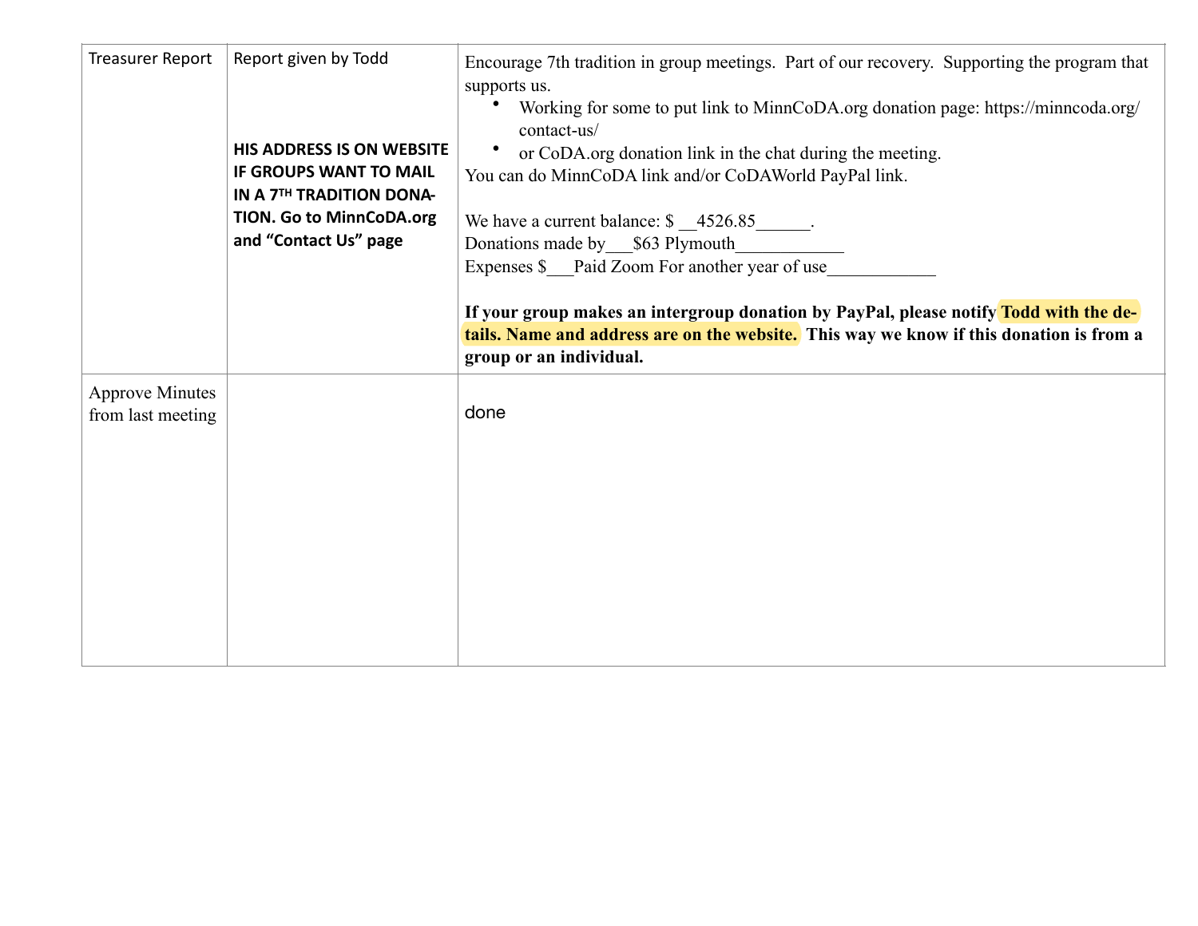| Treasurer Report | Report given by Todd<br><br>**HIS ADDRESS IS ON WEBSITE IF GROUPS WANT TO MAIL IN A 7TH TRADITION DONATION. Go to MinnCoDA.org and "Contact Us" page** | Encourage 7th tradition in group meetings. Part of our recovery. Supporting the program that supports us.<br>• Working for some to put link to MinnCoDA.org donation page: https://minncoda.org/contact-us/<br>• or CoDA.org donation link in the chat during the meeting.<br>You can do MinnCoDA link and/or CoDAWorld PayPal link.<br><br>We have a current balance: $ __4526.85______.<br>Donations made by___$63 Plymouth____________<br>Expenses $___Paid Zoom For another year of use____________<br><br>**If your group makes an intergroup donation by PayPal, please notify Todd with the details. Name and address are on the website. This way we know if this donation is from a group or an individual.** |
|---|---|---|
| Approve Minutes from last meeting | | done |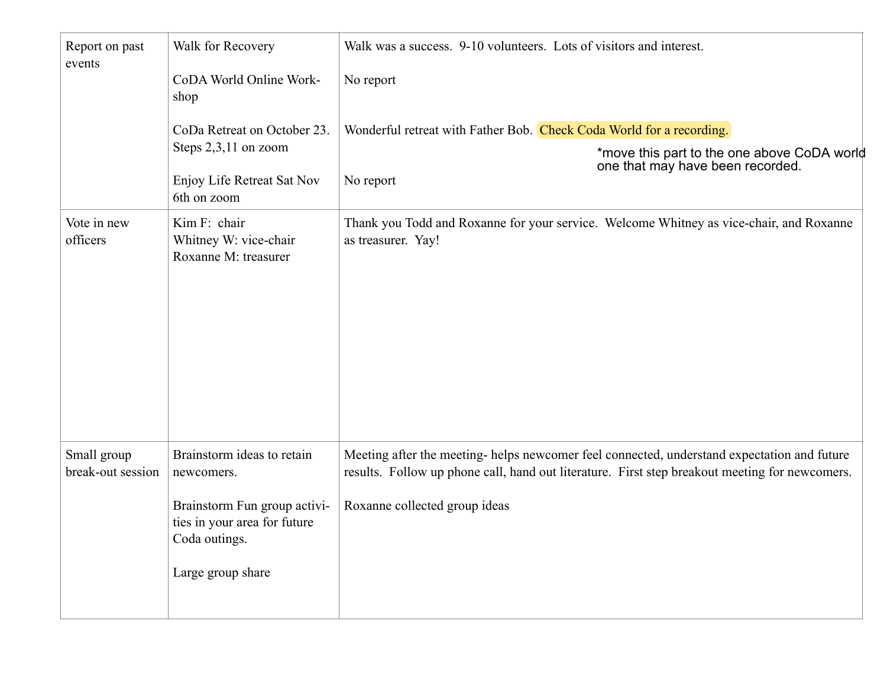| Report on past events | Walk for Recovery<br><br>CoDA World Online Work-shop<br><br>CoDa Retreat on October 23. Steps 2,3,11 on zoom<br><br>Enjoy Life Retreat Sat Nov 6th on zoom | Walk was a success. 9-10 volunteers. Lots of visitors and interest.<br><br>No report<br><br>Wonderful retreat with Father Bob. Check Coda World for a recording.<br>*move this part to the one above CoDA world one that may have been recorded.<br><br>No report |
|---|---|---|
| Vote in new officers | Kim F: chair<br>Whitney W: vice-chair<br>Roxanne M: treasurer | Thank you Todd and Roxanne for your service. Welcome Whitney as vice-chair, and Roxanne as treasurer. Yay! |
| Small group break-out session | Brainstorm ideas to retain newcomers.<br><br>Brainstorm Fun group activities in your area for future Coda outings.<br><br>Large group share | Meeting after the meeting- helps newcomer feel connected, understand expectation and future results. Follow up phone call, hand out literature. First step breakout meeting for newcomers.<br><br>Roxanne collected group ideas |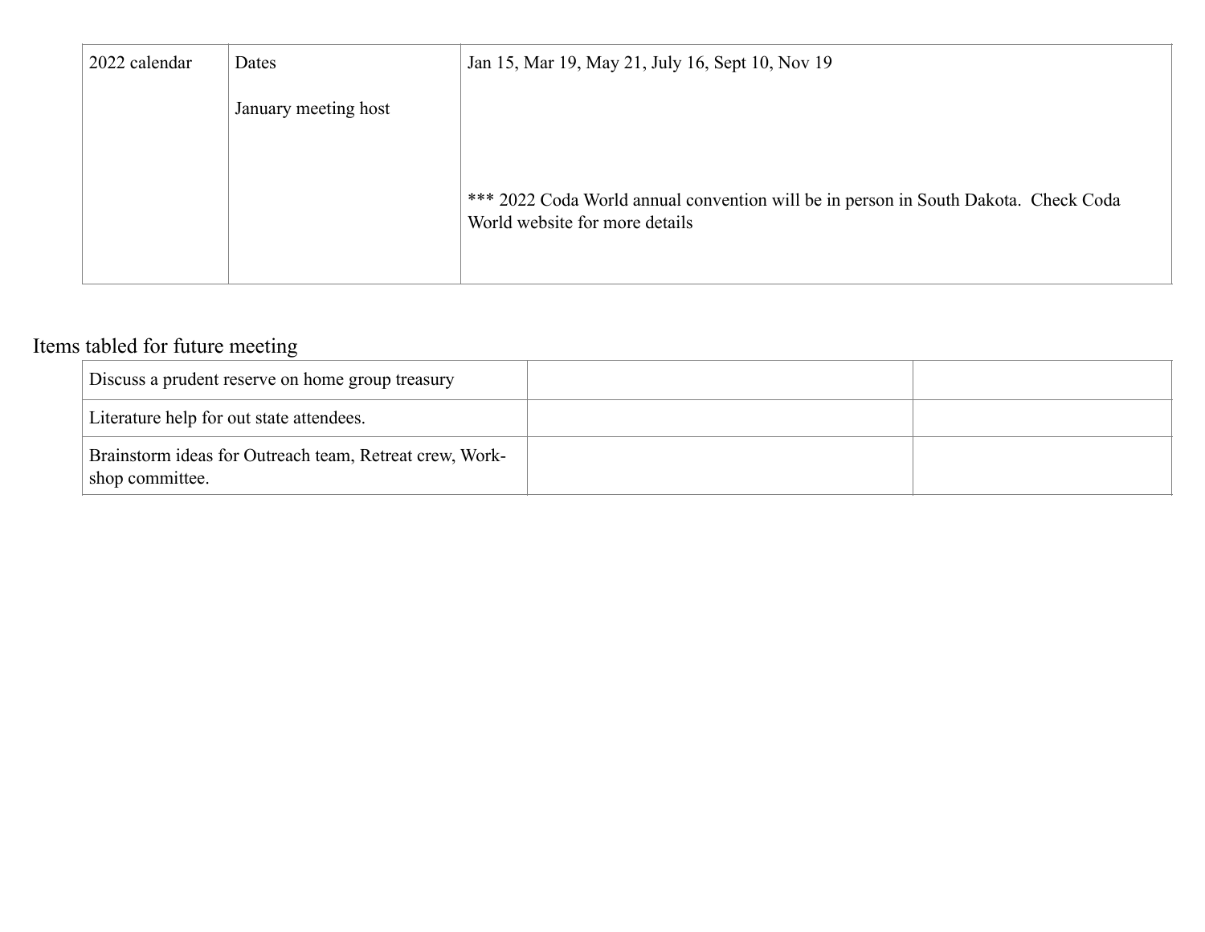| | | |
|---|---|---|
| 2022 calendar | Dates<br><br>January meeting host | Jan 15, Mar 19, May 21, July 16, Sept 10, Nov 19<br><br>*** 2022 Coda World annual convention will be in person in South Dakota.  Check Coda World website for more details |

Items tabled for future meeting

| | | |
|---|---|---|
| Discuss a prudent reserve on home group treasury | | |
| Literature help for out state attendees. | | |
| Brainstorm ideas for Outreach team, Retreat crew, Workshop committee. | | |